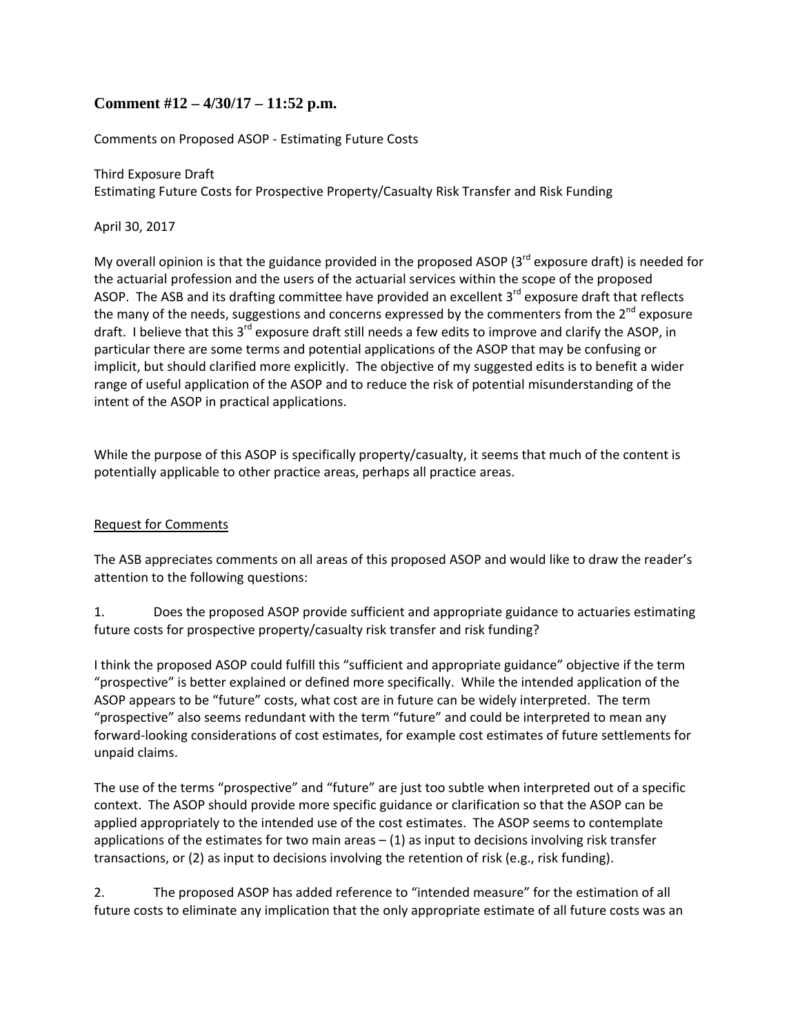## Comment #12 – 4/30/17 – 11:52 p.m.

Comments on Proposed ASOP - Estimating Future Costs

Third Exposure Draft
Estimating Future Costs for Prospective Property/Casualty Risk Transfer and Risk Funding

April 30, 2017

My overall opinion is that the guidance provided in the proposed ASOP (3rd exposure draft) is needed for the actuarial profession and the users of the actuarial services within the scope of the proposed ASOP. The ASB and its drafting committee have provided an excellent 3rd exposure draft that reflects the many of the needs, suggestions and concerns expressed by the commenters from the 2nd exposure draft. I believe that this 3rd exposure draft still needs a few edits to improve and clarify the ASOP, in particular there are some terms and potential applications of the ASOP that may be confusing or implicit, but should clarified more explicitly. The objective of my suggested edits is to benefit a wider range of useful application of the ASOP and to reduce the risk of potential misunderstanding of the intent of the ASOP in practical applications.

While the purpose of this ASOP is specifically property/casualty, it seems that much of the content is potentially applicable to other practice areas, perhaps all practice areas.

<u>Request for Comments</u>

The ASB appreciates comments on all areas of this proposed ASOP and would like to draw the reader's attention to the following questions:

1. Does the proposed ASOP provide sufficient and appropriate guidance to actuaries estimating future costs for prospective property/casualty risk transfer and risk funding?

I think the proposed ASOP could fulfill this "sufficient and appropriate guidance" objective if the term "prospective" is better explained or defined more specifically. While the intended application of the ASOP appears to be "future" costs, what cost are in future can be widely interpreted. The term "prospective" also seems redundant with the term "future" and could be interpreted to mean any forward-looking considerations of cost estimates, for example cost estimates of future settlements for unpaid claims.

The use of the terms "prospective" and "future" are just too subtle when interpreted out of a specific context. The ASOP should provide more specific guidance or clarification so that the ASOP can be applied appropriately to the intended use of the cost estimates. The ASOP seems to contemplate applications of the estimates for two main areas – (1) as input to decisions involving risk transfer transactions, or (2) as input to decisions involving the retention of risk (e.g., risk funding).

2. The proposed ASOP has added reference to "intended measure" for the estimation of all future costs to eliminate any implication that the only appropriate estimate of all future costs was an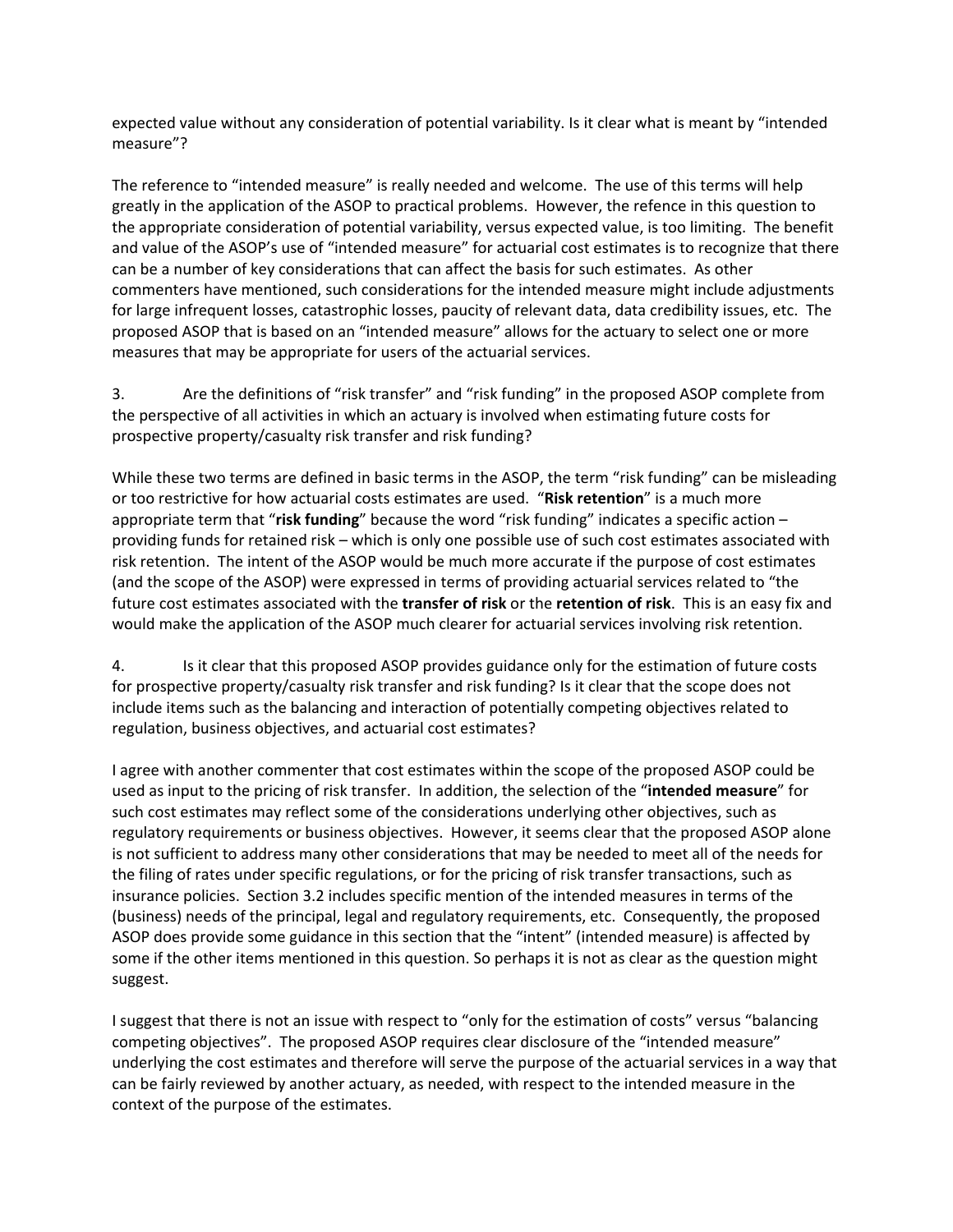expected value without any consideration of potential variability. Is it clear what is meant by "intended measure"?

The reference to "intended measure" is really needed and welcome. The use of this terms will help greatly in the application of the ASOP to practical problems. However, the refence in this question to the appropriate consideration of potential variability, versus expected value, is too limiting. The benefit and value of the ASOP's use of "intended measure" for actuarial cost estimates is to recognize that there can be a number of key considerations that can affect the basis for such estimates. As other commenters have mentioned, such considerations for the intended measure might include adjustments for large infrequent losses, catastrophic losses, paucity of relevant data, data credibility issues, etc. The proposed ASOP that is based on an "intended measure" allows for the actuary to select one or more measures that may be appropriate for users of the actuarial services.

3. Are the definitions of "risk transfer" and "risk funding" in the proposed ASOP complete from the perspective of all activities in which an actuary is involved when estimating future costs for prospective property/casualty risk transfer and risk funding?

While these two terms are defined in basic terms in the ASOP, the term "risk funding" can be misleading or too restrictive for how actuarial costs estimates are used. "**Risk retention**" is a much more appropriate term that "**risk funding**" because the word "risk funding" indicates a specific action – providing funds for retained risk – which is only one possible use of such cost estimates associated with risk retention. The intent of the ASOP would be much more accurate if the purpose of cost estimates (and the scope of the ASOP) were expressed in terms of providing actuarial services related to "the future cost estimates associated with the **transfer of risk** or the **retention of risk**. This is an easy fix and would make the application of the ASOP much clearer for actuarial services involving risk retention.

4. Is it clear that this proposed ASOP provides guidance only for the estimation of future costs for prospective property/casualty risk transfer and risk funding? Is it clear that the scope does not include items such as the balancing and interaction of potentially competing objectives related to regulation, business objectives, and actuarial cost estimates?

I agree with another commenter that cost estimates within the scope of the proposed ASOP could be used as input to the pricing of risk transfer. In addition, the selection of the "**intended measure**" for such cost estimates may reflect some of the considerations underlying other objectives, such as regulatory requirements or business objectives. However, it seems clear that the proposed ASOP alone is not sufficient to address many other considerations that may be needed to meet all of the needs for the filing of rates under specific regulations, or for the pricing of risk transfer transactions, such as insurance policies. Section 3.2 includes specific mention of the intended measures in terms of the (business) needs of the principal, legal and regulatory requirements, etc. Consequently, the proposed ASOP does provide some guidance in this section that the "intent" (intended measure) is affected by some if the other items mentioned in this question. So perhaps it is not as clear as the question might suggest.

I suggest that there is not an issue with respect to "only for the estimation of costs" versus "balancing competing objectives". The proposed ASOP requires clear disclosure of the "intended measure" underlying the cost estimates and therefore will serve the purpose of the actuarial services in a way that can be fairly reviewed by another actuary, as needed, with respect to the intended measure in the context of the purpose of the estimates.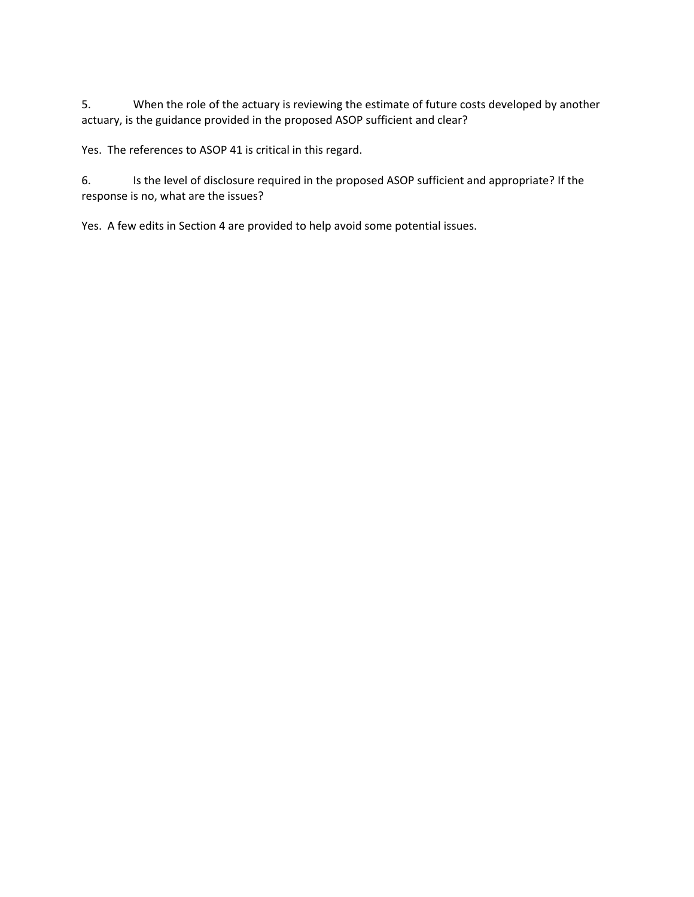5. When the role of the actuary is reviewing the estimate of future costs developed by another actuary, is the guidance provided in the proposed ASOP sufficient and clear?

Yes. The references to ASOP 41 is critical in this regard.

6. Is the level of disclosure required in the proposed ASOP sufficient and appropriate? If the response is no, what are the issues?

Yes. A few edits in Section 4 are provided to help avoid some potential issues.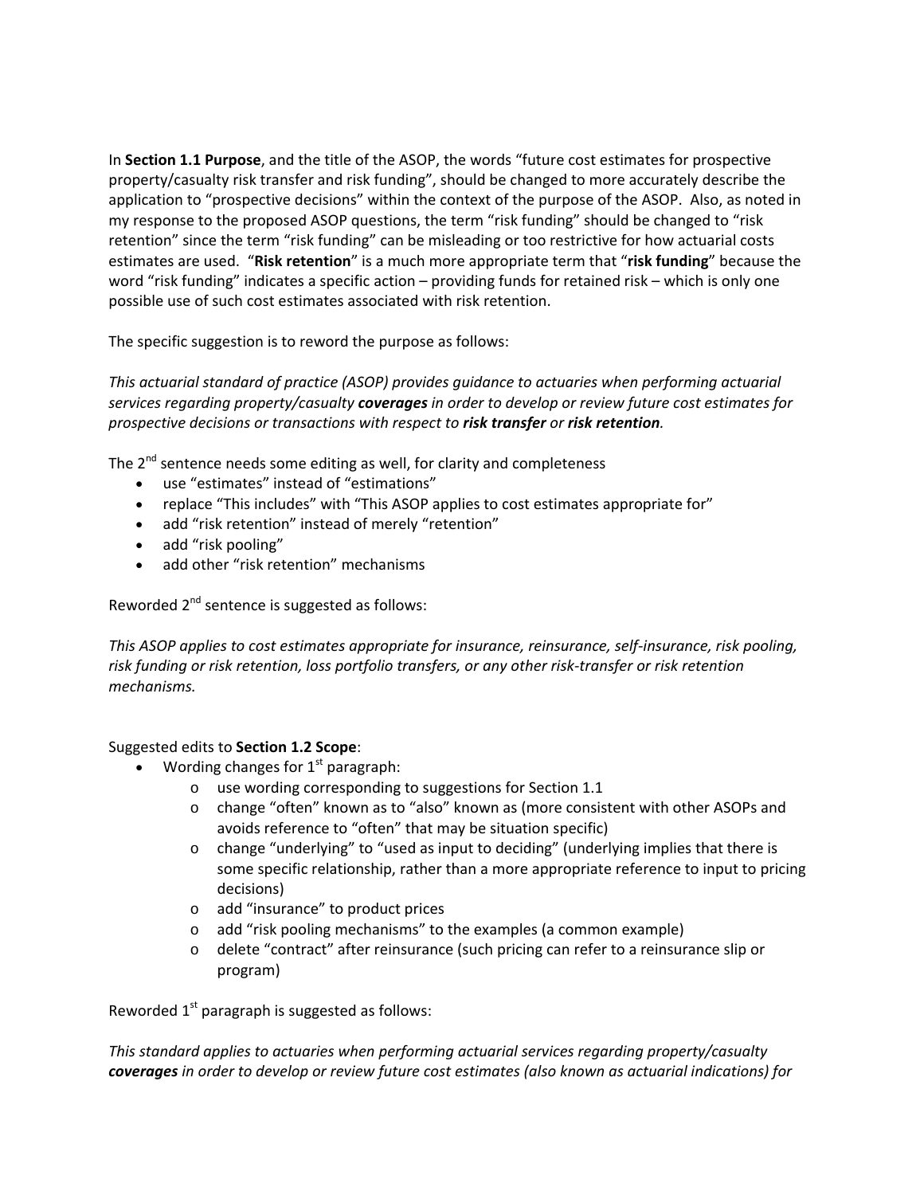In **Section 1.1 Purpose**, and the title of the ASOP, the words "future cost estimates for prospective property/casualty risk transfer and risk funding", should be changed to more accurately describe the application to "prospective decisions" within the context of the purpose of the ASOP. Also, as noted in my response to the proposed ASOP questions, the term "risk funding" should be changed to "risk retention" since the term "risk funding" can be misleading or too restrictive for how actuarial costs estimates are used. "**Risk retention**" is a much more appropriate term that "**risk funding**" because the word "risk funding" indicates a specific action – providing funds for retained risk – which is only one possible use of such cost estimates associated with risk retention.

The specific suggestion is to reword the purpose as follows:

*This actuarial standard of practice (ASOP) provides guidance to actuaries when performing actuarial services regarding property/casualty **coverages** in order to develop or review future cost estimates for prospective decisions or transactions with respect to **risk transfer** or **risk retention**.*

The 2nd sentence needs some editing as well, for clarity and completeness

- use "estimates" instead of "estimations"
- replace "This includes" with "This ASOP applies to cost estimates appropriate for"
- add "risk retention" instead of merely "retention"
- add "risk pooling"
- add other "risk retention" mechanisms

Reworded 2nd sentence is suggested as follows:

*This ASOP applies to cost estimates appropriate for insurance, reinsurance, self-insurance, risk pooling, risk funding or risk retention, loss portfolio transfers, or any other risk-transfer or risk retention mechanisms.*

Suggested edits to **Section 1.2 Scope**:

- Wording changes for 1st paragraph:
  - use wording corresponding to suggestions for Section 1.1
  - change "often" known as to "also" known as (more consistent with other ASOPs and avoids reference to "often" that may be situation specific)
  - change "underlying" to "used as input to deciding" (underlying implies that there is some specific relationship, rather than a more appropriate reference to input to pricing decisions)
  - add "insurance" to product prices
  - add "risk pooling mechanisms" to the examples (a common example)
  - delete "contract" after reinsurance (such pricing can refer to a reinsurance slip or program)

Reworded 1st paragraph is suggested as follows:

*This standard applies to actuaries when performing actuarial services regarding property/casualty **coverages** in order to develop or review future cost estimates (also known as actuarial indications) for*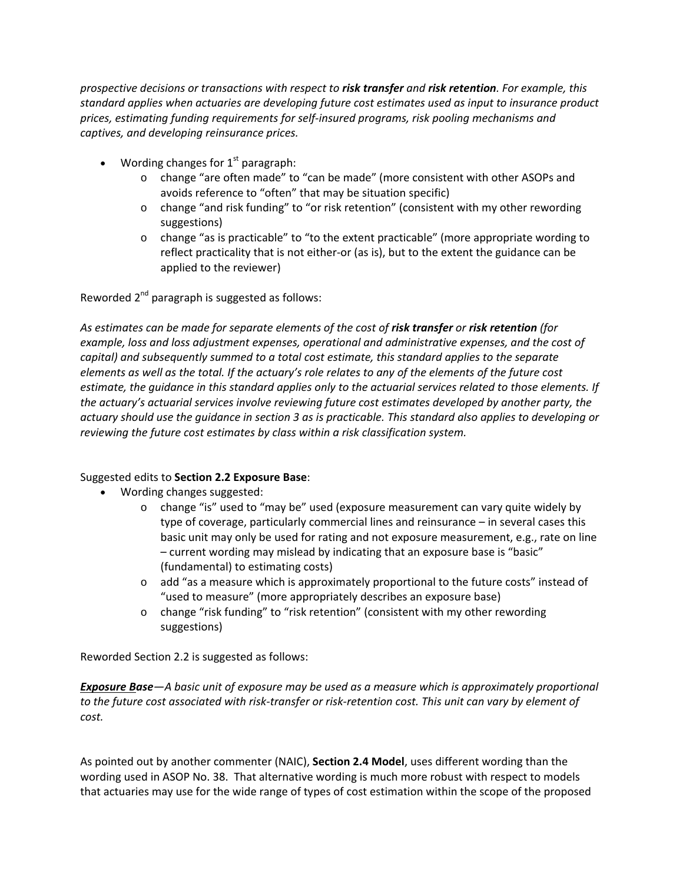*prospective decisions or transactions with respect to **risk transfer** and **risk retention**. For example, this standard applies when actuaries are developing future cost estimates used as input to insurance product prices, estimating funding requirements for self-insured programs, risk pooling mechanisms and captives, and developing reinsurance prices.*

- Wording changes for 1st paragraph:
  - change "are often made" to "can be made" (more consistent with other ASOPs and avoids reference to "often" that may be situation specific)
  - change "and risk funding" to "or risk retention" (consistent with my other rewording suggestions)
  - change "as is practicable" to "to the extent practicable" (more appropriate wording to reflect practicality that is not either-or (as is), but to the extent the guidance can be applied to the reviewer)

Reworded 2nd paragraph is suggested as follows:

*As estimates can be made for separate elements of the cost of **risk transfer** or **risk retention** (for example, loss and loss adjustment expenses, operational and administrative expenses, and the cost of capital) and subsequently summed to a total cost estimate, this standard applies to the separate elements as well as the total. If the actuary's role relates to any of the elements of the future cost estimate, the guidance in this standard applies only to the actuarial services related to those elements. If the actuary's actuarial services involve reviewing future cost estimates developed by another party, the actuary should use the guidance in section 3 as is practicable. This standard also applies to developing or reviewing the future cost estimates by class within a risk classification system.*

Suggested edits to **Section 2.2 Exposure Base**:

- Wording changes suggested:
  - change "is" used to "may be" used (exposure measurement can vary quite widely by type of coverage, particularly commercial lines and reinsurance – in several cases this basic unit may only be used for rating and not exposure measurement, e.g., rate on line – current wording may mislead by indicating that an exposure base is "basic" (fundamental) to estimating costs)
  - add "as a measure which is approximately proportional to the future costs" instead of "used to measure" (more appropriately describes an exposure base)
  - change "risk funding" to "risk retention" (consistent with my other rewording suggestions)

Reworded Section 2.2 is suggested as follows:

***Exposure Base****—A basic unit of exposure may be used as a measure which is approximately proportional to the future cost associated with risk-transfer or risk-retention cost. This unit can vary by element of cost.*

As pointed out by another commenter (NAIC), **Section 2.4 Model**, uses different wording than the wording used in ASOP No. 38. That alternative wording is much more robust with respect to models that actuaries may use for the wide range of types of cost estimation within the scope of the proposed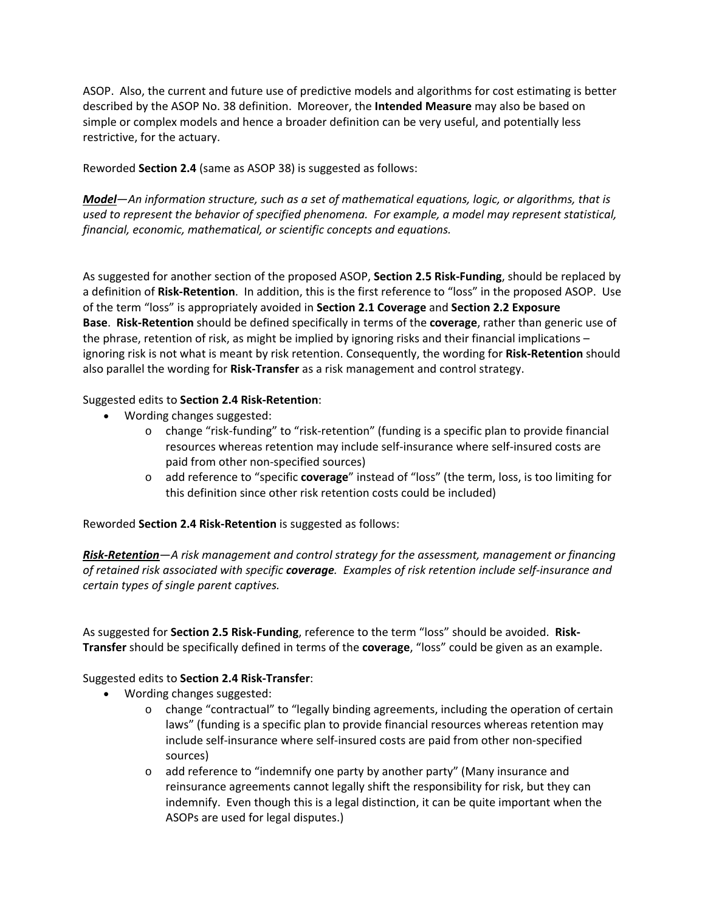ASOP. Also, the current and future use of predictive models and algorithms for cost estimating is better described by the ASOP No. 38 definition. Moreover, the **Intended Measure** may also be based on simple or complex models and hence a broader definition can be very useful, and potentially less restrictive, for the actuary.

Reworded **Section 2.4** (same as ASOP 38) is suggested as follows:

***<u>Model</u>***—*An information structure, such as a set of mathematical equations, logic, or algorithms, that is used to represent the behavior of specified phenomena. For example, a model may represent statistical, financial, economic, mathematical, or scientific concepts and equations.*

As suggested for another section of the proposed ASOP, **Section 2.5 Risk-Funding**, should be replaced by a definition of **Risk-Retention**. In addition, this is the first reference to "loss" in the proposed ASOP. Use of the term "loss" is appropriately avoided in **Section 2.1 Coverage** and **Section 2.2 Exposure Base**. **Risk-Retention** should be defined specifically in terms of the **coverage**, rather than generic use of the phrase, retention of risk, as might be implied by ignoring risks and their financial implications – ignoring risk is not what is meant by risk retention. Consequently, the wording for **Risk-Retention** should also parallel the wording for **Risk-Transfer** as a risk management and control strategy.

Suggested edits to **Section 2.4 Risk-Retention**:

- Wording changes suggested:
  - change "risk-funding" to "risk-retention" (funding is a specific plan to provide financial resources whereas retention may include self-insurance where self-insured costs are paid from other non-specified sources)
  - add reference to "specific **coverage**" instead of "loss" (the term, loss, is too limiting for this definition since other risk retention costs could be included)

Reworded **Section 2.4 Risk-Retention** is suggested as follows:

***<u>Risk-Retention</u>***—*A risk management and control strategy for the assessment, management or financing of retained risk associated with specific **coverage**. Examples of risk retention include self-insurance and certain types of single parent captives.*

As suggested for **Section 2.5 Risk-Funding**, reference to the term "loss" should be avoided. **Risk-Transfer** should be specifically defined in terms of the **coverage**, "loss" could be given as an example.

Suggested edits to **Section 2.4 Risk-Transfer**:

- Wording changes suggested:
  - change "contractual" to "legally binding agreements, including the operation of certain laws" (funding is a specific plan to provide financial resources whereas retention may include self-insurance where self-insured costs are paid from other non-specified sources)
  - add reference to "indemnify one party by another party" (Many insurance and reinsurance agreements cannot legally shift the responsibility for risk, but they can indemnify. Even though this is a legal distinction, it can be quite important when the ASOPs are used for legal disputes.)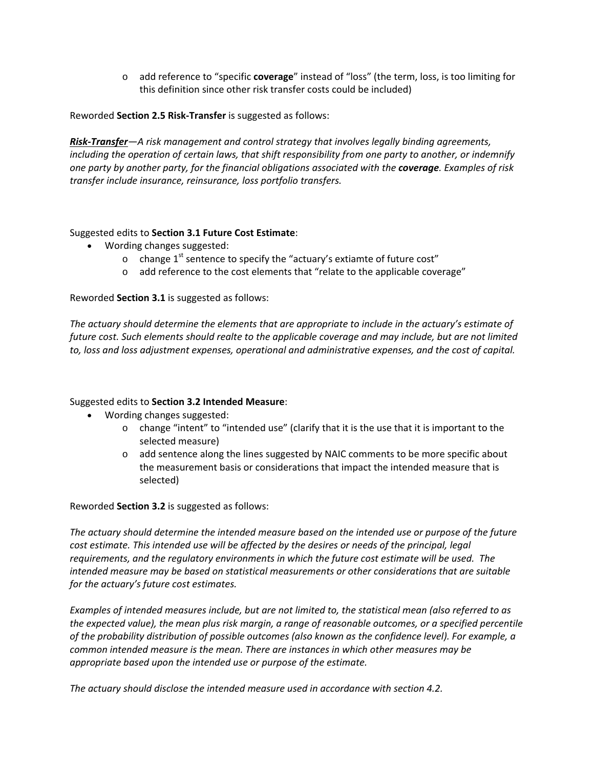- add reference to “specific **coverage**” instead of “loss” (the term, loss, is too limiting for this definition since other risk transfer costs could be included)

Reworded **Section 2.5 Risk-Transfer** is suggested as follows:

***Risk-Transfer***—*A risk management and control strategy that involves legally binding agreements, including the operation of certain laws, that shift responsibility from one party to another, or indemnify one party by another party, for the financial obligations associated with the* ***coverage****. Examples of risk transfer include insurance, reinsurance, loss portfolio transfers.*

Suggested edits to **Section 3.1 Future Cost Estimate**:

- Wording changes suggested:
  - change 1st sentence to specify the “actuary’s extiamte of future cost”
  - add reference to the cost elements that “relate to the applicable coverage”

Reworded **Section 3.1** is suggested as follows:

*The actuary should determine the elements that are appropriate to include in the actuary’s estimate of future cost. Such elements should realte to the applicable coverage and may include, but are not limited to, loss and loss adjustment expenses, operational and administrative expenses, and the cost of capital.*

Suggested edits to **Section 3.2 Intended Measure**:

- Wording changes suggested:
  - change “intent” to “intended use” (clarify that it is the use that it is important to the selected measure)
  - add sentence along the lines suggested by NAIC comments to be more specific about the measurement basis or considerations that impact the intended measure that is selected)

Reworded **Section 3.2** is suggested as follows:

*The actuary should determine the intended measure based on the intended use or purpose of the future cost estimate. This intended use will be affected by the desires or needs of the principal, legal requirements, and the regulatory environments in which the future cost estimate will be used. The intended measure may be based on statistical measurements or other considerations that are suitable for the actuary’s future cost estimates.*

*Examples of intended measures include, but are not limited to, the statistical mean (also referred to as the expected value), the mean plus risk margin, a range of reasonable outcomes, or a specified percentile of the probability distribution of possible outcomes (also known as the confidence level). For example, a common intended measure is the mean. There are instances in which other measures may be appropriate based upon the intended use or purpose of the estimate.*

*The actuary should disclose the intended measure used in accordance with section 4.2.*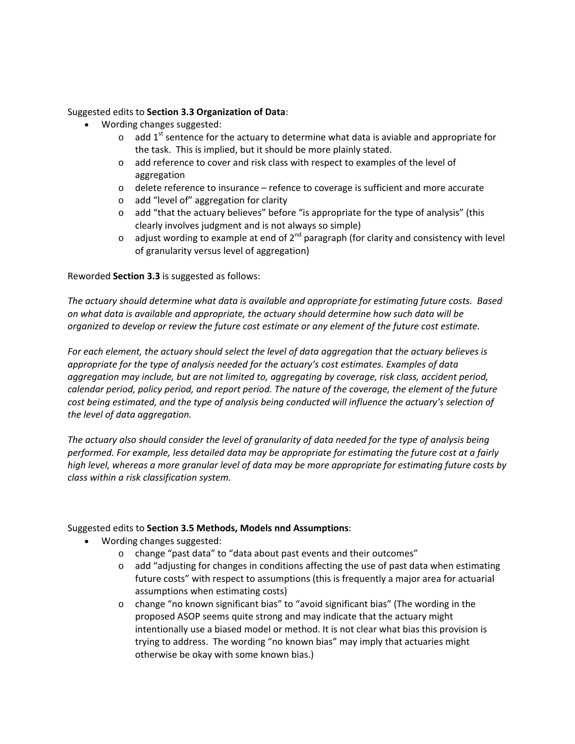Suggested edits to **Section 3.3 Organization of Data**:

- Wording changes suggested:
  - add 1st sentence for the actuary to determine what data is aviable and appropriate for the task. This is implied, but it should be more plainly stated.
  - add reference to cover and risk class with respect to examples of the level of aggregation
  - delete reference to insurance – refence to coverage is sufficient and more accurate
  - add "level of" aggregation for clarity
  - add "that the actuary believes" before "is appropriate for the type of analysis" (this clearly involves judgment and is not always so simple)
  - adjust wording to example at end of 2nd paragraph (for clarity and consistency with level of granularity versus level of aggregation)

Reworded **Section 3.3** is suggested as follows:

*The actuary should determine what data is available and appropriate for estimating future costs. Based on what data is available and appropriate, the actuary should determine how such data will be organized to develop or review the future cost estimate or any element of the future cost estimate.*

*For each element, the actuary should select the level of data aggregation that the actuary believes is appropriate for the type of analysis needed for the actuary's cost estimates. Examples of data aggregation may include, but are not limited to, aggregating by coverage, risk class, accident period, calendar period, policy period, and report period. The nature of the coverage, the element of the future cost being estimated, and the type of analysis being conducted will influence the actuary's selection of the level of data aggregation.*

*The actuary also should consider the level of granularity of data needed for the type of analysis being performed. For example, less detailed data may be appropriate for estimating the future cost at a fairly high level, whereas a more granular level of data may be more appropriate for estimating future costs by class within a risk classification system.*

Suggested edits to **Section 3.5 Methods, Models nnd Assumptions**:

- Wording changes suggested:
  - change "past data" to "data about past events and their outcomes"
  - add "adjusting for changes in conditions affecting the use of past data when estimating future costs" with respect to assumptions (this is frequently a major area for actuarial assumptions when estimating costs)
  - change "no known significant bias" to "avoid significant bias" (The wording in the proposed ASOP seems quite strong and may indicate that the actuary might intentionally use a biased model or method. It is not clear what bias this provision is trying to address. The wording "no known bias" may imply that actuaries might otherwise be okay with some known bias.)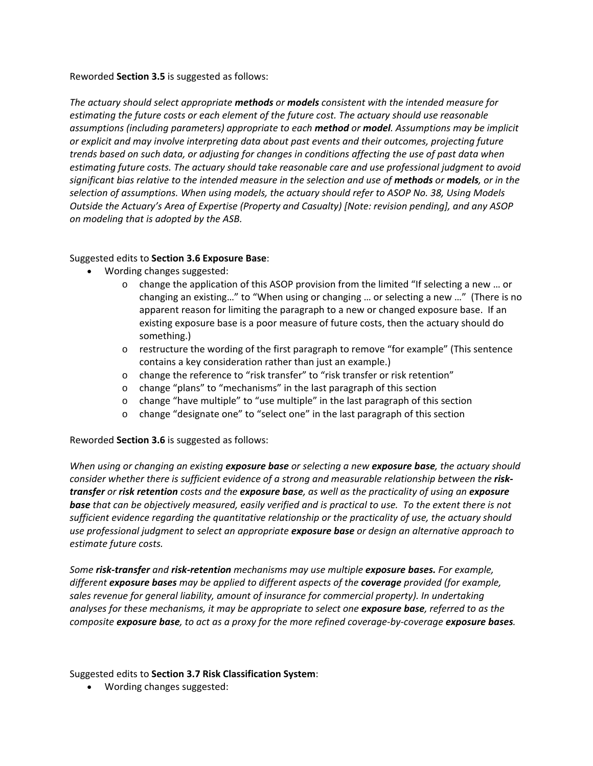Reworded **Section 3.5** is suggested as follows:

*The actuary should select appropriate **methods** or **models** consistent with the intended measure for estimating the future costs or each element of the future cost. The actuary should use reasonable assumptions (including parameters) appropriate to each **method** or **model**. Assumptions may be implicit or explicit and may involve interpreting data about past events and their outcomes, projecting future trends based on such data, or adjusting for changes in conditions affecting the use of past data when estimating future costs. The actuary should take reasonable care and use professional judgment to avoid significant bias relative to the intended measure in the selection and use of **methods** or **models**, or in the selection of assumptions. When using models, the actuary should refer to ASOP No. 38, Using Models Outside the Actuary's Area of Expertise (Property and Casualty) [Note: revision pending], and any ASOP on modeling that is adopted by the ASB.*

Suggested edits to **Section 3.6 Exposure Base**:

- Wording changes suggested:
  - o change the application of this ASOP provision from the limited "If selecting a new … or changing an existing…" to "When using or changing … or selecting a new …" (There is no apparent reason for limiting the paragraph to a new or changed exposure base. If an existing exposure base is a poor measure of future costs, then the actuary should do something.)
  - o restructure the wording of the first paragraph to remove "for example" (This sentence contains a key consideration rather than just an example.)
  - o change the reference to "risk transfer" to "risk transfer or risk retention"
  - o change "plans" to "mechanisms" in the last paragraph of this section
  - o change "have multiple" to "use multiple" in the last paragraph of this section
  - o change "designate one" to "select one" in the last paragraph of this section

Reworded **Section 3.6** is suggested as follows:

*When using or changing an existing **exposure base** or selecting a new **exposure base**, the actuary should consider whether there is sufficient evidence of a strong and measurable relationship between the **risk-transfer** or **risk retention** costs and the **exposure base**, as well as the practicality of using an **exposure base** that can be objectively measured, easily verified and is practical to use. To the extent there is not sufficient evidence regarding the quantitative relationship or the practicality of use, the actuary should use professional judgment to select an appropriate **exposure base** or design an alternative approach to estimate future costs.*

*Some **risk-transfer** and **risk-retention** mechanisms may use multiple **exposure bases.** For example, different **exposure bases** may be applied to different aspects of the **coverage** provided (for example, sales revenue for general liability, amount of insurance for commercial property). In undertaking analyses for these mechanisms, it may be appropriate to select one **exposure base**, referred to as the composite **exposure base**, to act as a proxy for the more refined coverage-by-coverage **exposure bases**.*

Suggested edits to **Section 3.7 Risk Classification System**:

- Wording changes suggested: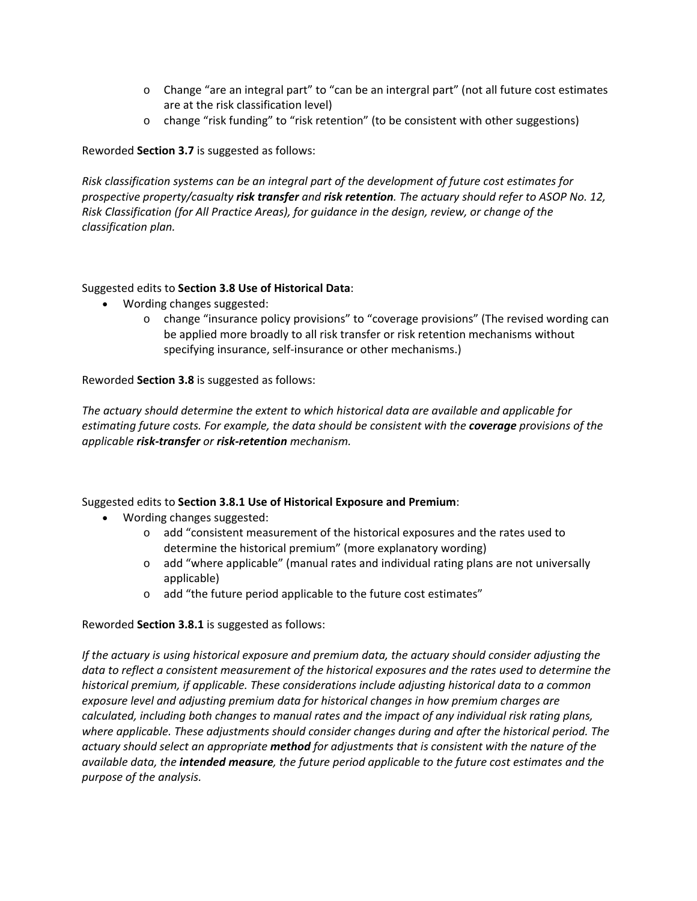- Change "are an integral part" to "can be an intergral part" (not all future cost estimates are at the risk classification level)
- change "risk funding" to "risk retention" (to be consistent with other suggestions)

Reworded **Section 3.7** is suggested as follows:

*Risk classification systems can be an integral part of the development of future cost estimates for prospective property/casualty **risk transfer** and **risk retention**. The actuary should refer to ASOP No. 12, Risk Classification (for All Practice Areas), for guidance in the design, review, or change of the classification plan.*

Suggested edits to **Section 3.8 Use of Historical Data**:

- Wording changes suggested:
  - change "insurance policy provisions" to "coverage provisions" (The revised wording can be applied more broadly to all risk transfer or risk retention mechanisms without specifying insurance, self-insurance or other mechanisms.)

Reworded **Section 3.8** is suggested as follows:

*The actuary should determine the extent to which historical data are available and applicable for estimating future costs. For example, the data should be consistent with the **coverage** provisions of the applicable **risk-transfer** or **risk-retention** mechanism.*

Suggested edits to **Section 3.8.1 Use of Historical Exposure and Premium**:

- Wording changes suggested:
  - add "consistent measurement of the historical exposures and the rates used to determine the historical premium" (more explanatory wording)
  - add "where applicable" (manual rates and individual rating plans are not universally applicable)
  - add "the future period applicable to the future cost estimates"

Reworded **Section 3.8.1** is suggested as follows:

*If the actuary is using historical exposure and premium data, the actuary should consider adjusting the data to reflect a consistent measurement of the historical exposures and the rates used to determine the historical premium, if applicable. These considerations include adjusting historical data to a common exposure level and adjusting premium data for historical changes in how premium charges are calculated, including both changes to manual rates and the impact of any individual risk rating plans, where applicable. These adjustments should consider changes during and after the historical period. The actuary should select an appropriate **method** for adjustments that is consistent with the nature of the available data, the **intended measure**, the future period applicable to the future cost estimates and the purpose of the analysis.*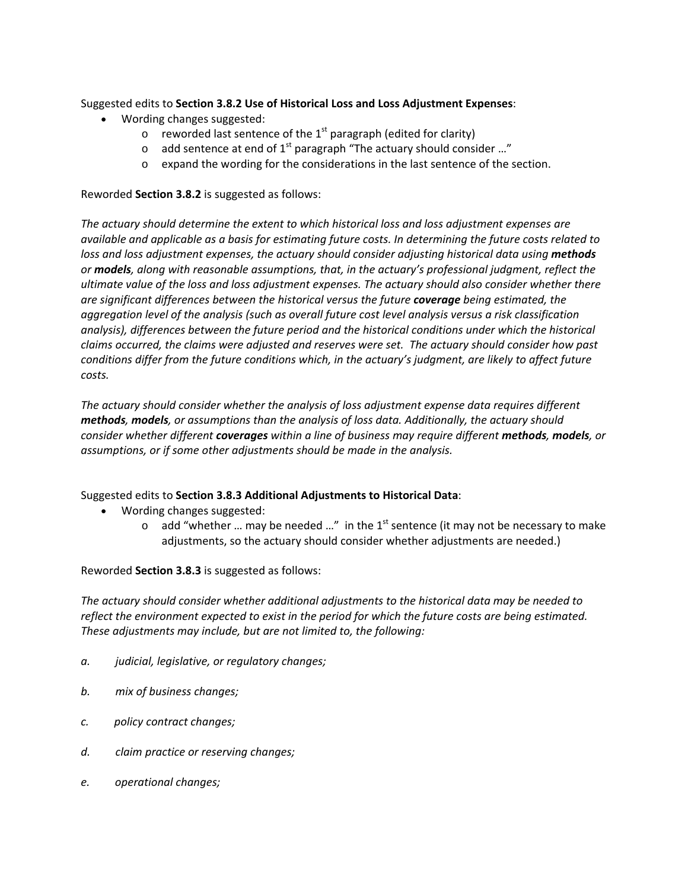Suggested edits to **Section 3.8.2 Use of Historical Loss and Loss Adjustment Expenses**:

- Wording changes suggested:
  - o reworded last sentence of the 1st paragraph (edited for clarity)
  - o add sentence at end of 1st paragraph "The actuary should consider …"
  - o expand the wording for the considerations in the last sentence of the section.

Reworded **Section 3.8.2** is suggested as follows:

*The actuary should determine the extent to which historical loss and loss adjustment expenses are available and applicable as a basis for estimating future costs. In determining the future costs related to loss and loss adjustment expenses, the actuary should consider adjusting historical data using **methods** or **models**, along with reasonable assumptions, that, in the actuary's professional judgment, reflect the ultimate value of the loss and loss adjustment expenses. The actuary should also consider whether there are significant differences between the historical versus the future **coverage** being estimated, the aggregation level of the analysis (such as overall future cost level analysis versus a risk classification analysis), differences between the future period and the historical conditions under which the historical claims occurred, the claims were adjusted and reserves were set. The actuary should consider how past conditions differ from the future conditions which, in the actuary's judgment, are likely to affect future costs.*

*The actuary should consider whether the analysis of loss adjustment expense data requires different **methods**, **models**, or assumptions than the analysis of loss data. Additionally, the actuary should consider whether different **coverages** within a line of business may require different **methods**, **models**, or assumptions, or if some other adjustments should be made in the analysis.*

Suggested edits to **Section 3.8.3 Additional Adjustments to Historical Data**:

- Wording changes suggested:
  - o add "whether … may be needed …" in the 1st sentence (it may not be necessary to make adjustments, so the actuary should consider whether adjustments are needed.)

Reworded **Section 3.8.3** is suggested as follows:

*The actuary should consider whether additional adjustments to the historical data may be needed to reflect the environment expected to exist in the period for which the future costs are being estimated. These adjustments may include, but are not limited to, the following:*

*a. judicial, legislative, or regulatory changes;*

*b. mix of business changes;*

*c. policy contract changes;*

*d. claim practice or reserving changes;*

*e. operational changes;*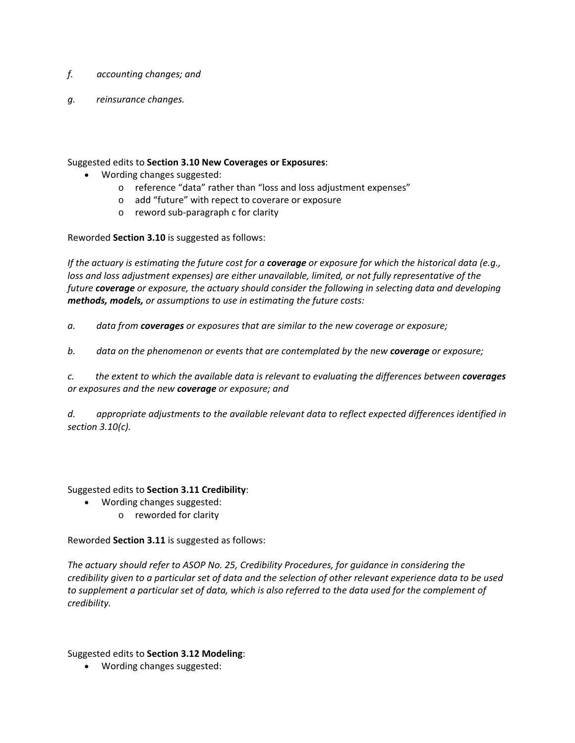*f.* *accounting changes; and*

*g.* *reinsurance changes.*

Suggested edits to **Section 3.10 New Coverages or Exposures**:

- Wording changes suggested:
  - o reference "data" rather than "loss and loss adjustment expenses"
  - o add "future" with repect to coverare or exposure
  - o reword sub-paragraph c for clarity

Reworded **Section 3.10** is suggested as follows:

*If the actuary is estimating the future cost for a* ***coverage*** *or exposure for which the historical data (e.g., loss and loss adjustment expenses) are either unavailable, limited, or not fully representative of the future* ***coverage*** *or exposure, the actuary should consider the following in selecting data and developing* ***methods, models,*** *or assumptions to use in estimating the future costs:*

*a.* *data from* ***coverages*** *or exposures that are similar to the new coverage or exposure;*

*b.* *data on the phenomenon or events that are contemplated by the new* ***coverage*** *or exposure;*

*c.* *the extent to which the available data is relevant to evaluating the differences between* ***coverages*** *or exposures and the new* ***coverage*** *or exposure; and*

*d.* *appropriate adjustments to the available relevant data to reflect expected differences identified in section 3.10(c).*

Suggested edits to **Section 3.11 Credibility**:

- Wording changes suggested:
  - o reworded for clarity

Reworded **Section 3.11** is suggested as follows:

*The actuary should refer to ASOP No. 25, Credibility Procedures, for guidance in considering the credibility given to a particular set of data and the selection of other relevant experience data to be used to supplement a particular set of data, which is also referred to the data used for the complement of credibility.*

Suggested edits to **Section 3.12 Modeling**:

- Wording changes suggested: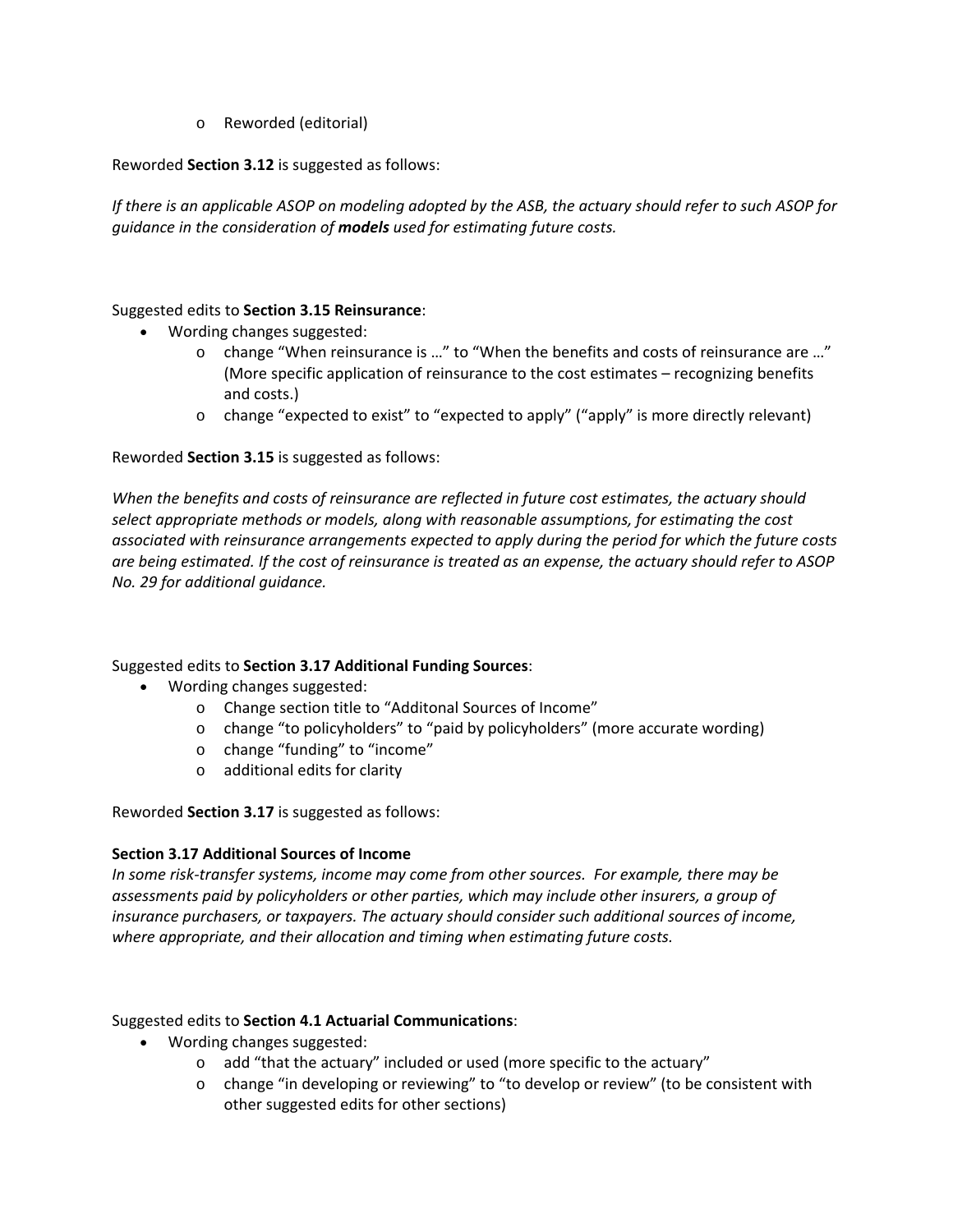- Reworded (editorial)

Reworded **Section 3.12** is suggested as follows:

*If there is an applicable ASOP on modeling adopted by the ASB, the actuary should refer to such ASOP for guidance in the consideration of* ***models*** *used for estimating future costs.*

Suggested edits to **Section 3.15 Reinsurance**:

- Wording changes suggested:
  - change "When reinsurance is …" to "When the benefits and costs of reinsurance are …" (More specific application of reinsurance to the cost estimates – recognizing benefits and costs.)
  - change "expected to exist" to "expected to apply" ("apply" is more directly relevant)

Reworded **Section 3.15** is suggested as follows:

*When the benefits and costs of reinsurance are reflected in future cost estimates, the actuary should select appropriate methods or models, along with reasonable assumptions, for estimating the cost associated with reinsurance arrangements expected to apply during the period for which the future costs are being estimated. If the cost of reinsurance is treated as an expense, the actuary should refer to ASOP No. 29 for additional guidance.*

Suggested edits to **Section 3.17 Additional Funding Sources**:

- Wording changes suggested:
  - Change section title to "Additonal Sources of Income"
  - change "to policyholders" to "paid by policyholders" (more accurate wording)
  - change "funding" to "income"
  - additional edits for clarity

Reworded **Section 3.17** is suggested as follows:

**Section 3.17 Additional Sources of Income**

*In some risk-transfer systems, income may come from other sources. For example, there may be assessments paid by policyholders or other parties, which may include other insurers, a group of insurance purchasers, or taxpayers. The actuary should consider such additional sources of income, where appropriate, and their allocation and timing when estimating future costs.*

Suggested edits to **Section 4.1 Actuarial Communications**:

- Wording changes suggested:
  - add "that the actuary" included or used (more specific to the actuary"
  - change "in developing or reviewing" to "to develop or review" (to be consistent with other suggested edits for other sections)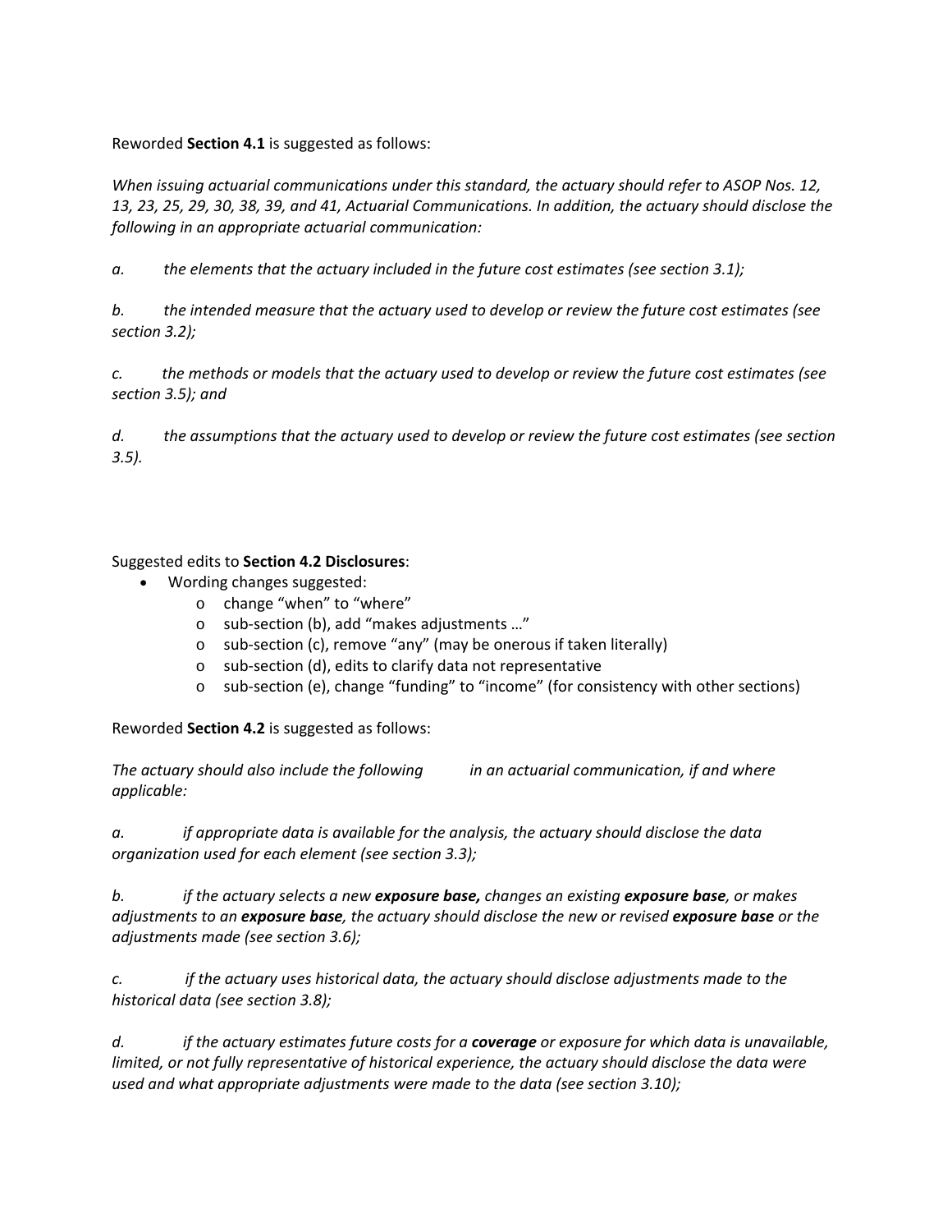Reworded **Section 4.1** is suggested as follows:

*When issuing actuarial communications under this standard, the actuary should refer to ASOP Nos. 12, 13, 23, 25, 29, 30, 38, 39, and 41, Actuarial Communications. In addition, the actuary should disclose the following in an appropriate actuarial communication:*

*a. the elements that the actuary included in the future cost estimates (see section 3.1);*

*b. the intended measure that the actuary used to develop or review the future cost estimates (see section 3.2);*

*c. the methods or models that the actuary used to develop or review the future cost estimates (see section 3.5); and*

*d. the assumptions that the actuary used to develop or review the future cost estimates (see section 3.5).*

Suggested edits to **Section 4.2 Disclosures**:

- Wording changes suggested:
  - change "when" to "where"
  - sub-section (b), add "makes adjustments …"
  - sub-section (c), remove "any" (may be onerous if taken literally)
  - sub-section (d), edits to clarify data not representative
  - sub-section (e), change "funding" to "income" (for consistency with other sections)

Reworded **Section 4.2** is suggested as follows:

*The actuary should also include the following in an actuarial communication, if and where applicable:*

*a. if appropriate data is available for the analysis, the actuary should disclose the data organization used for each element (see section 3.3);*

*b. if the actuary selects a new **exposure base,** changes an existing **exposure base**, or makes adjustments to an **exposure base**, the actuary should disclose the new or revised **exposure base** or the adjustments made (see section 3.6);*

*c. if the actuary uses historical data, the actuary should disclose adjustments made to the historical data (see section 3.8);*

*d. if the actuary estimates future costs for a **coverage** or exposure for which data is unavailable, limited, or not fully representative of historical experience, the actuary should disclose the data were used and what appropriate adjustments were made to the data (see section 3.10);*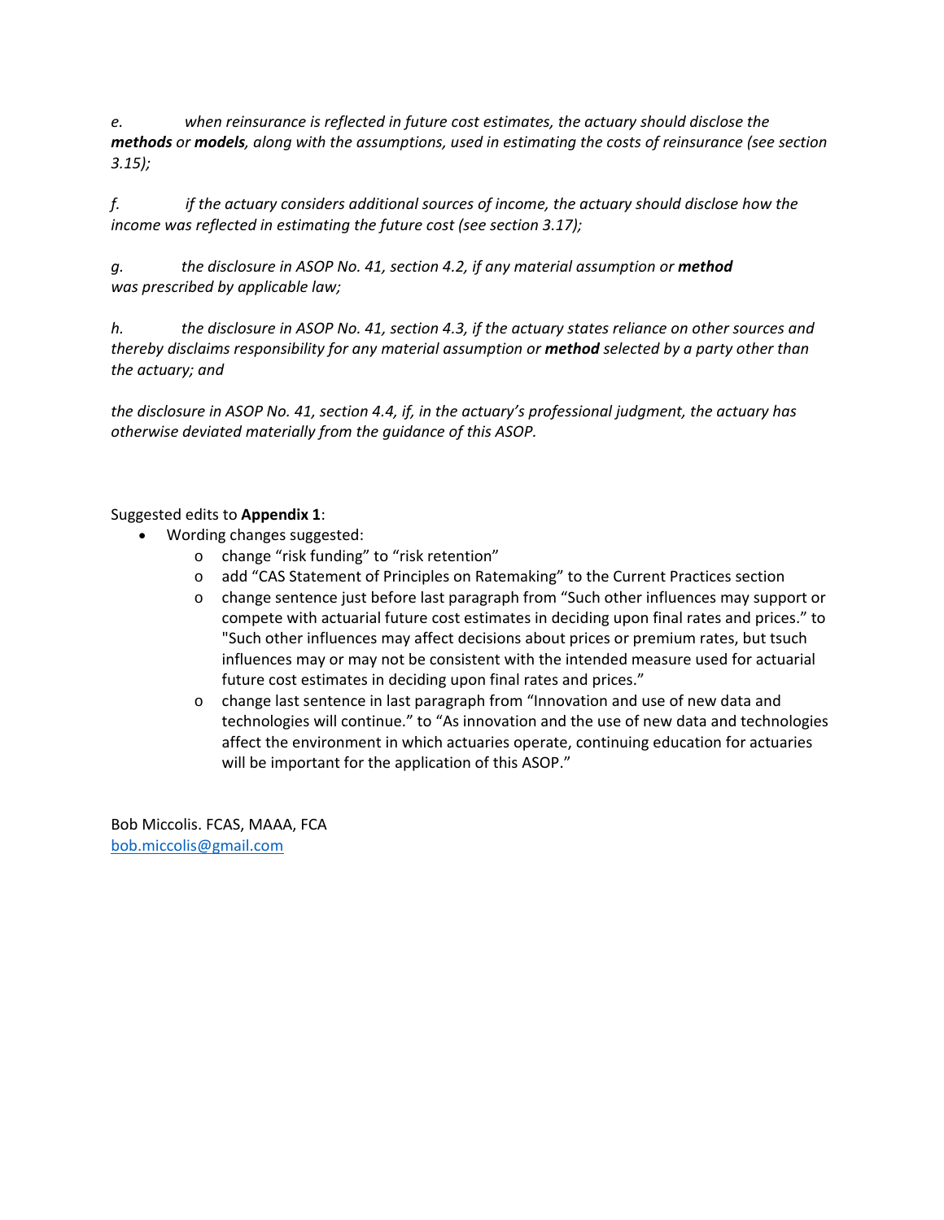*e.	when reinsurance is reflected in future cost estimates, the actuary should disclose the* ***methods*** *or* ***models****, along with the assumptions, used in estimating the costs of reinsurance (see section 3.15);*

*f.	if the actuary considers additional sources of income, the actuary should disclose how the income was reflected in estimating the future cost (see section 3.17);*

*g.	the disclosure in ASOP No. 41, section 4.2, if any material assumption or* ***method*** *was prescribed by applicable law;*

*h.	the disclosure in ASOP No. 41, section 4.3, if the actuary states reliance on other sources and thereby disclaims responsibility for any material assumption or* ***method*** *selected by a party other than the actuary; and*

*the disclosure in ASOP No. 41, section 4.4, if, in the actuary's professional judgment, the actuary has otherwise deviated materially from the guidance of this ASOP.*

Suggested edits to **Appendix 1**:

- Wording changes suggested:
  - change "risk funding" to "risk retention"
  - add "CAS Statement of Principles on Ratemaking" to the Current Practices section
  - change sentence just before last paragraph from "Such other influences may support or compete with actuarial future cost estimates in deciding upon final rates and prices." to "Such other influences may affect decisions about prices or premium rates, but tsuch influences may or may not be consistent with the intended measure used for actuarial future cost estimates in deciding upon final rates and prices."
  - change last sentence in last paragraph from "Innovation and use of new data and technologies will continue." to "As innovation and the use of new data and technologies affect the environment in which actuaries operate, continuing education for actuaries will be important for the application of this ASOP."

Bob Miccolis. FCAS, MAAA, FCA
bob.miccolis@gmail.com